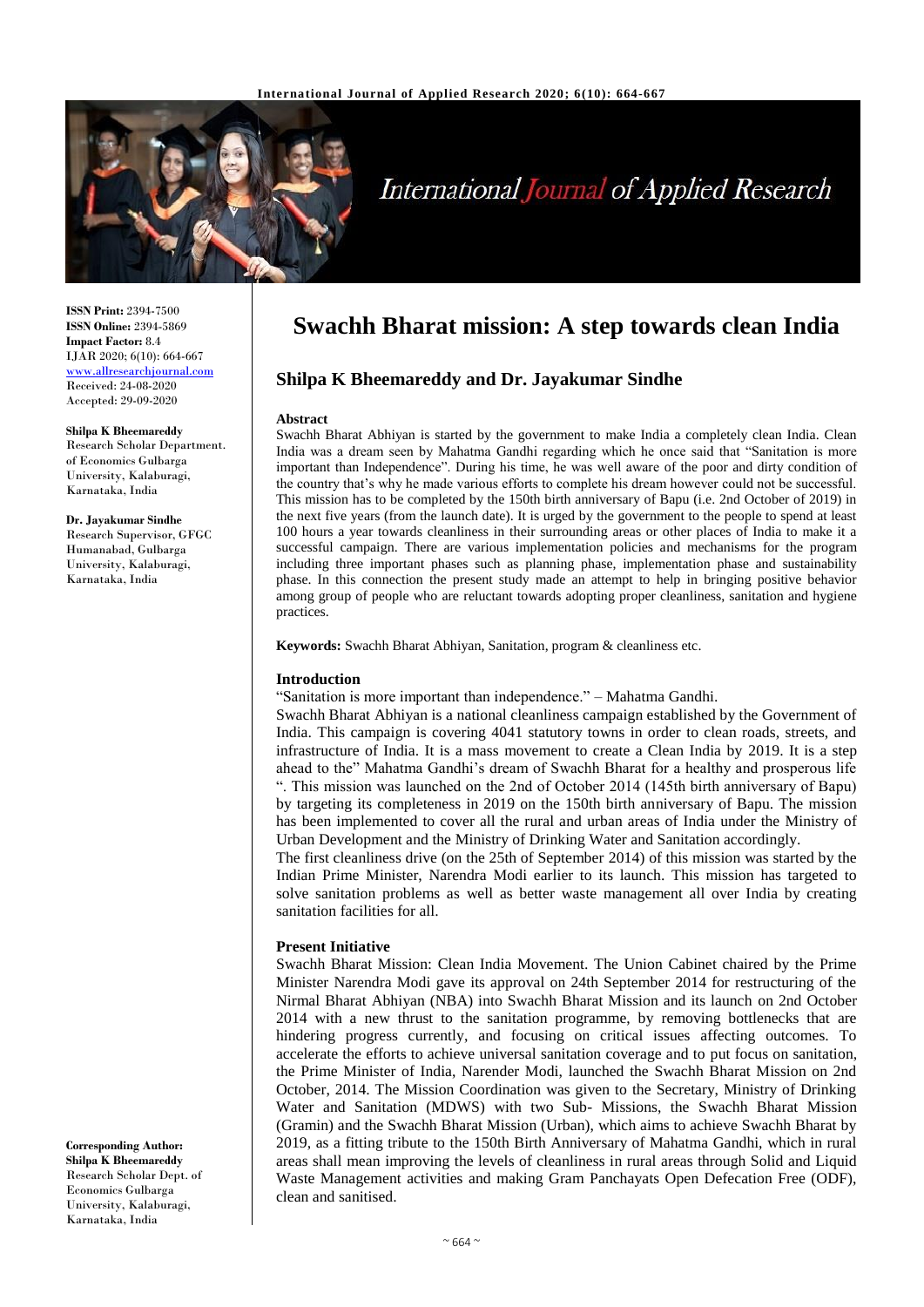# Swachh Bharat mission: A step towards clean India

## Shilpa K Bheemareddy and Dr. Jayakumar Sindhe

**ISSN Print:** 2394-7500
**ISSN Online:** 2394-5869
**Impact Factor:** 8.4
IJAR 2020; 6(10): 664-667
www.allresearchjournal.com
Received: 24-08-2020
Accepted: 29-09-2020

**Shilpa K Bheemareddy**
Research Scholar Department. of Economics Gulbarga University, Kalaburagi, Karnataka, India

**Dr. Jayakumar Sindhe**
Research Supervisor, GFGC Humanabad, Gulbarga University, Kalaburagi, Karnataka, India

**Corresponding Author:**
**Shilpa K Bheemareddy**
Research Scholar Dept. of Economics Gulbarga University, Kalaburagi, Karnataka, India

### Abstract

Swachh Bharat Abhiyan is started by the government to make India a completely clean India. Clean India was a dream seen by Mahatma Gandhi regarding which he once said that "Sanitation is more important than Independence". During his time, he was well aware of the poor and dirty condition of the country that's why he made various efforts to complete his dream however could not be successful. This mission has to be completed by the 150th birth anniversary of Bapu (i.e. 2nd October of 2019) in the next five years (from the launch date). It is urged by the government to the people to spend at least 100 hours a year towards cleanliness in their surrounding areas or other places of India to make it a successful campaign. There are various implementation policies and mechanisms for the program including three important phases such as planning phase, implementation phase and sustainability phase. In this connection the present study made an attempt to help in bringing positive behavior among group of people who are reluctant towards adopting proper cleanliness, sanitation and hygiene practices.

**Keywords:** Swachh Bharat Abhiyan, Sanitation, program & cleanliness etc.

### Introduction

"Sanitation is more important than independence." – Mahatma Gandhi.

Swachh Bharat Abhiyan is a national cleanliness campaign established by the Government of India. This campaign is covering 4041 statutory towns in order to clean roads, streets, and infrastructure of India. It is a mass movement to create a Clean India by 2019. It is a step ahead to the" Mahatma Gandhi's dream of Swachh Bharat for a healthy and prosperous life ". This mission was launched on the 2nd of October 2014 (145th birth anniversary of Bapu) by targeting its completeness in 2019 on the 150th birth anniversary of Bapu. The mission has been implemented to cover all the rural and urban areas of India under the Ministry of Urban Development and the Ministry of Drinking Water and Sanitation accordingly.

The first cleanliness drive (on the 25th of September 2014) of this mission was started by the Indian Prime Minister, Narendra Modi earlier to its launch. This mission has targeted to solve sanitation problems as well as better waste management all over India by creating sanitation facilities for all.

### Present Initiative

Swachh Bharat Mission: Clean India Movement. The Union Cabinet chaired by the Prime Minister Narendra Modi gave its approval on 24th September 2014 for restructuring of the Nirmal Bharat Abhiyan (NBA) into Swachh Bharat Mission and its launch on 2nd October 2014 with a new thrust to the sanitation programme, by removing bottlenecks that are hindering progress currently, and focusing on critical issues affecting outcomes. To accelerate the efforts to achieve universal sanitation coverage and to put focus on sanitation, the Prime Minister of India, Narender Modi, launched the Swachh Bharat Mission on 2nd October, 2014. The Mission Coordination was given to the Secretary, Ministry of Drinking Water and Sanitation (MDWS) with two Sub- Missions, the Swachh Bharat Mission (Gramin) and the Swachh Bharat Mission (Urban), which aims to achieve Swachh Bharat by 2019, as a fitting tribute to the 150th Birth Anniversary of Mahatma Gandhi, which in rural areas shall mean improving the levels of cleanliness in rural areas through Solid and Liquid Waste Management activities and making Gram Panchayats Open Defecation Free (ODF), clean and sanitised.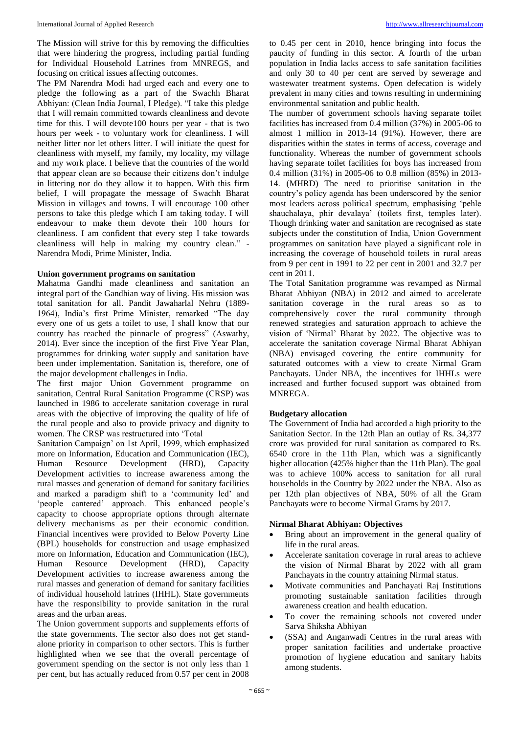The Mission will strive for this by removing the difficulties that were hindering the progress, including partial funding for Individual Household Latrines from MNREGS, and focusing on critical issues affecting outcomes.

The PM Narendra Modi had urged each and every one to pledge the following as a part of the Swachh Bharat Abhiyan: (Clean India Journal, I Pledge). "I take this pledge that I will remain committed towards cleanliness and devote time for this. I will devote100 hours per year - that is two hours per week - to voluntary work for cleanliness. I will neither litter nor let others litter. I will initiate the quest for cleanliness with myself, my family, my locality, my village and my work place. I believe that the countries of the world that appear clean are so because their citizens don't indulge in littering nor do they allow it to happen. With this firm belief, I will propagate the message of Swachh Bharat Mission in villages and towns. I will encourage 100 other persons to take this pledge which I am taking today. I will endeavour to make them devote their 100 hours for cleanliness. I am confident that every step I take towards cleanliness will help in making my country clean." - Narendra Modi, Prime Minister, India.

**Union government programs on sanitation**

Mahatma Gandhi made cleanliness and sanitation an integral part of the Gandhian way of living. His mission was total sanitation for all. Pandit Jawaharlal Nehru (1889-1964), India's first Prime Minister, remarked "The day every one of us gets a toilet to use, I shall know that our country has reached the pinnacle of progress" (Aswathy, 2014). Ever since the inception of the first Five Year Plan, programmes for drinking water supply and sanitation have been under implementation. Sanitation is, therefore, one of the major development challenges in India.

The first major Union Government programme on sanitation, Central Rural Sanitation Programme (CRSP) was launched in 1986 to accelerate sanitation coverage in rural areas with the objective of improving the quality of life of the rural people and also to provide privacy and dignity to women. The CRSP was restructured into 'Total Sanitation Campaign' on 1st April, 1999, which emphasized more on Information, Education and Communication (IEC), Human Resource Development (HRD), Capacity Development activities to increase awareness among the rural masses and generation of demand for sanitary facilities and marked a paradigm shift to a 'community led' and 'people cantered' approach. This enhanced people's capacity to choose appropriate options through alternate delivery mechanisms as per their economic condition. Financial incentives were provided to Below Poverty Line (BPL) households for construction and usage emphasized more on Information, Education and Communication (IEC), Human Resource Development (HRD), Capacity Development activities to increase awareness among the rural masses and generation of demand for sanitary facilities of individual household latrines (IHHL). State governments have the responsibility to provide sanitation in the rural areas and the urban areas.

The Union government supports and supplements efforts of the state governments. The sector also does not get stand-alone priority in comparison to other sectors. This is further highlighted when we see that the overall percentage of government spending on the sector is not only less than 1 per cent, but has actually reduced from 0.57 per cent in 2008 to 0.45 per cent in 2010, hence bringing into focus the paucity of funding in this sector. A fourth of the urban population in India lacks access to safe sanitation facilities and only 30 to 40 per cent are served by sewerage and wastewater treatment systems. Open defecation is widely prevalent in many cities and towns resulting in undermining environmental sanitation and public health.

The number of government schools having separate toilet facilities has increased from 0.4 million (37%) in 2005-06 to almost 1 million in 2013-14 (91%). However, there are disparities within the states in terms of access, coverage and functionality. Whereas the number of government schools having separate toilet facilities for boys has increased from 0.4 million (31%) in 2005-06 to 0.8 million (85%) in 2013-14. (MHRD) The need to prioritise sanitation in the country's policy agenda has been underscored by the senior most leaders across political spectrum, emphasising 'pehle shauchalaya, phir devalaya' (toilets first, temples later). Though drinking water and sanitation are recognised as state subjects under the constitution of India, Union Government programmes on sanitation have played a significant role in increasing the coverage of household toilets in rural areas from 9 per cent in 1991 to 22 per cent in 2001 and 32.7 per cent in 2011.

The Total Sanitation programme was revamped as Nirmal Bharat Abhiyan (NBA) in 2012 and aimed to accelerate sanitation coverage in the rural areas so as to comprehensively cover the rural community through renewed strategies and saturation approach to achieve the vision of 'Nirmal' Bharat by 2022. The objective was to accelerate the sanitation coverage Nirmal Bharat Abhiyan (NBA) envisaged covering the entire community for saturated outcomes with a view to create Nirmal Gram Panchayats. Under NBA, the incentives for IHHLs were increased and further focused support was obtained from MNREGA.

**Budgetary allocation**

The Government of India had accorded a high priority to the Sanitation Sector. In the 12th Plan an outlay of Rs. 34,377 crore was provided for rural sanitation as compared to Rs. 6540 crore in the 11th Plan, which was a significantly higher allocation (425% higher than the 11th Plan). The goal was to achieve 100% access to sanitation for all rural households in the Country by 2022 under the NBA. Also as per 12th plan objectives of NBA, 50% of all the Gram Panchayats were to become Nirmal Grams by 2017.

**Nirmal Bharat Abhiyan: Objectives**

- Bring about an improvement in the general quality of life in the rural areas.
- Accelerate sanitation coverage in rural areas to achieve the vision of Nirmal Bharat by 2022 with all gram Panchayats in the country attaining Nirmal status.
- Motivate communities and Panchayati Raj Institutions promoting sustainable sanitation facilities through awareness creation and health education.
- To cover the remaining schools not covered under Sarva Shiksha Abhiyan
- (SSA) and Anganwadi Centres in the rural areas with proper sanitation facilities and undertake proactive promotion of hygiene education and sanitary habits among students.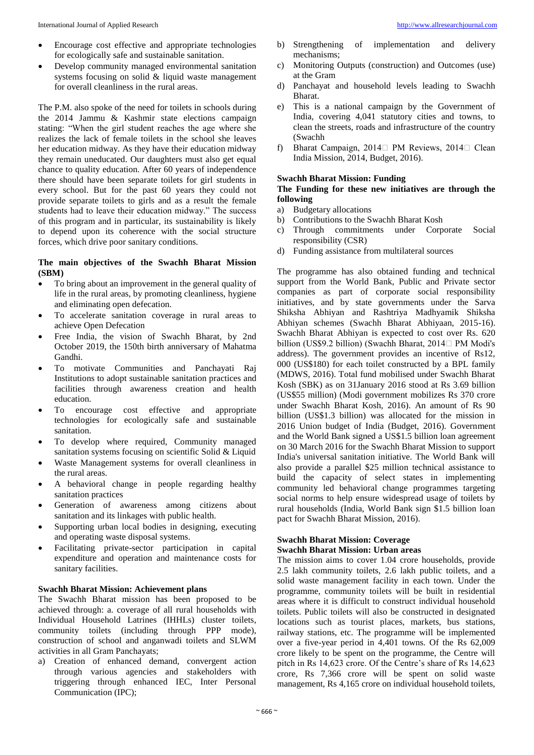- Encourage cost effective and appropriate technologies for ecologically safe and sustainable sanitation.
- Develop community managed environmental sanitation systems focusing on solid & liquid waste management for overall cleanliness in the rural areas.

The P.M. also spoke of the need for toilets in schools during the 2014 Jammu & Kashmir state elections campaign stating: "When the girl student reaches the age where she realizes the lack of female toilets in the school she leaves her education midway. As they have their education midway they remain uneducated. Our daughters must also get equal chance to quality education. After 60 years of independence there should have been separate toilets for girl students in every school. But for the past 60 years they could not provide separate toilets to girls and as a result the female students had to leave their education midway." The success of this program and in particular, its sustainability is likely to depend upon its coherence with the social structure forces, which drive poor sanitary conditions.

**The main objectives of the Swachh Bharat Mission (SBM)**

- To bring about an improvement in the general quality of life in the rural areas, by promoting cleanliness, hygiene and eliminating open defecation.
- To accelerate sanitation coverage in rural areas to achieve Open Defecation
- Free India, the vision of Swachh Bharat, by 2nd October 2019, the 150th birth anniversary of Mahatma Gandhi.
- To motivate Communities and Panchayati Raj Institutions to adopt sustainable sanitation practices and facilities through awareness creation and health education.
- To encourage cost effective and appropriate technologies for ecologically safe and sustainable sanitation.
- To develop where required, Community managed sanitation systems focusing on scientific Solid & Liquid
- Waste Management systems for overall cleanliness in the rural areas.
- A behavioral change in people regarding healthy sanitation practices
- Generation of awareness among citizens about sanitation and its linkages with public health.
- Supporting urban local bodies in designing, executing and operating waste disposal systems.
- Facilitating private-sector participation in capital expenditure and operation and maintenance costs for sanitary facilities.

**Swachh Bharat Mission: Achievement plans**

The Swachh Bharat mission has been proposed to be achieved through: a. coverage of all rural households with Individual Household Latrines (IHHLs) cluster toilets, community toilets (including through PPP mode), construction of school and anganwadi toilets and SLWM activities in all Gram Panchayats;

a) Creation of enhanced demand, convergent action through various agencies and stakeholders with triggering through enhanced IEC, Inter Personal Communication (IPC);
b) Strengthening of implementation and delivery mechanisms;
c) Monitoring Outputs (construction) and Outcomes (use) at the Gram
d) Panchayat and household levels leading to Swachh Bharat.
e) This is a national campaign by the Government of India, covering 4,041 statutory cities and towns, to clean the streets, roads and infrastructure of the country (Swachh
f) Bharat Campaign, 2014□ PM Reviews, 2014□ Clean India Mission, 2014, Budget, 2016).

**Swachh Bharat Mission: Funding**

**The Funding for these new initiatives are through the following**

a) Budgetary allocations
b) Contributions to the Swachh Bharat Kosh
c) Through commitments under Corporate Social responsibility (CSR)
d) Funding assistance from multilateral sources

The programme has also obtained funding and technical support from the World Bank, Public and Private sector companies as part of corporate social responsibility initiatives, and by state governments under the Sarva Shiksha Abhiyan and Rashtriya Madhyamik Shiksha Abhiyan schemes (Swachh Bharat Abhiyaan, 2015-16). Swachh Bharat Abhiyan is expected to cost over Rs. 620 billion (US$9.2 billion) (Swachh Bharat, 2014□ PM Modi's address). The government provides an incentive of Rs12, 000 (US$180) for each toilet constructed by a BPL family (MDWS, 2016). Total fund mobilised under Swachh Bharat Kosh (SBK) as on 31January 2016 stood at Rs 3.69 billion (US$55 million) (Modi government mobilizes Rs 370 crore under Swachh Bharat Kosh, 2016). An amount of Rs 90 billion (US$1.3 billion) was allocated for the mission in 2016 Union budget of India (Budget, 2016). Government and the World Bank signed a US$1.5 billion loan agreement on 30 March 2016 for the Swachh Bharat Mission to support India's universal sanitation initiative. The World Bank will also provide a parallel $25 million technical assistance to build the capacity of select states in implementing community led behavioral change programmes targeting social norms to help ensure widespread usage of toilets by rural households (India, World Bank sign $1.5 billion loan pact for Swachh Bharat Mission, 2016).

**Swachh Bharat Mission: Coverage**

**Swachh Bharat Mission: Urban areas**

The mission aims to cover 1.04 crore households, provide 2.5 lakh community toilets, 2.6 lakh public toilets, and a solid waste management facility in each town. Under the programme, community toilets will be built in residential areas where it is difficult to construct individual household toilets. Public toilets will also be constructed in designated locations such as tourist places, markets, bus stations, railway stations, etc. The programme will be implemented over a five-year period in 4,401 towns. Of the Rs 62,009 crore likely to be spent on the programme, the Centre will pitch in Rs 14,623 crore. Of the Centre's share of Rs 14,623 crore, Rs 7,366 crore will be spent on solid waste management, Rs 4,165 crore on individual household toilets,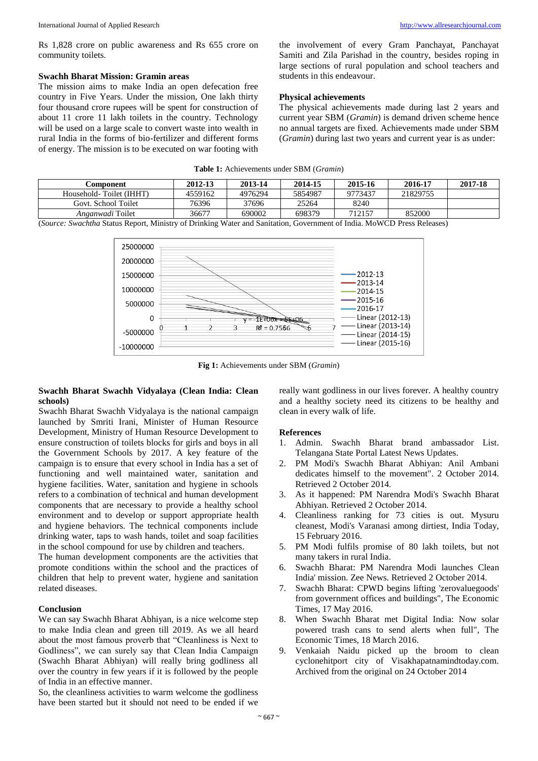Rs 1,828 crore on public awareness and Rs 655 crore on community toilets.

### Swachh Bharat Mission: Gramin areas

The mission aims to make India an open defecation free country in Five Years. Under the mission, One lakh thirty four thousand crore rupees will be spent for construction of about 11 crore 11 lakh toilets in the country. Technology will be used on a large scale to convert waste into wealth in rural India in the forms of bio-fertilizer and different forms of energy. The mission is to be executed on war footing with the involvement of every Gram Panchayat, Panchayat Samiti and Zila Parishad in the country, besides roping in large sections of rural population and school teachers and students in this endeavour.

### Physical achievements

The physical achievements made during last 2 years and current year SBM (*Gramin*) is demand driven scheme hence no annual targets are fixed. Achievements made under SBM (*Gramin*) during last two years and current year is as under:

**Table 1:** Achievements under SBM (*Gramin*)

| Component | 2012-13 | 2013-14 | 2014-15 | 2015-16 | 2016-17 | 2017-18 |
|---|---|---|---|---|---|---|
| Household- Toilet (IHHT) | 4559162 | 4976294 | 5854987 | 9773437 | 21829755 | |
| Govt. School Toilet | 76396 | 37696 | 25264 | 8240 | | |
| *Anganwadi* Toilet | 36677 | 690002 | 698379 | 712157 | 852000 | |

(*Source: Swachtha* Status Report, Ministry of Drinking Water and Sanitation, Government of India. MoWCD Press Releases)

25000000
20000000
15000000
10000000
5000000
0
-5000000
-10000000
0 1 2 3 4 5 6 7
y = -1E+06x + 5E+06
R² = 0.7566
2012-13
2013-14
2014-15
2015-16
2016-17
Linear (2012-13)
Linear (2013-14)
Linear (2014-15)
Linear (2015-16)

**Fig 1:** Achievements under SBM (*Gramin*)

### Swachh Bharat Swachh Vidyalaya (Clean India: Clean schools)

Swachh Bharat Swachh Vidyalaya is the national campaign launched by Smriti Irani, Minister of Human Resource Development, Ministry of Human Resource Development to ensure construction of toilets blocks for girls and boys in all the Government Schools by 2017. A key feature of the campaign is to ensure that every school in India has a set of functioning and well maintained water, sanitation and hygiene facilities. Water, sanitation and hygiene in schools refers to a combination of technical and human development components that are necessary to provide a healthy school environment and to develop or support appropriate health and hygiene behaviors. The technical components include drinking water, taps to wash hands, toilet and soap facilities in the school compound for use by children and teachers.

The human development components are the activities that promote conditions within the school and the practices of children that help to prevent water, hygiene and sanitation related diseases.

### Conclusion

We can say Swachh Bharat Abhiyan, is a nice welcome step to make India clean and green till 2019. As we all heard about the most famous proverb that "Cleanliness is Next to Godliness", we can surely say that Clean India Campaign (Swachh Bharat Abhiyan) will really bring godliness all over the country in few years if it is followed by the people of India in an effective manner.

So, the cleanliness activities to warm welcome the godliness have been started but it should not need to be ended if we really want godliness in our lives forever. A healthy country and a healthy society need its citizens to be healthy and clean in every walk of life.

### References

1. Admin. Swachh Bharat brand ambassador List. Telangana State Portal Latest News Updates.
2. PM Modi's Swachh Bharat Abhiyan: Anil Ambani dedicates himself to the movement". 2 October 2014. Retrieved 2 October 2014.
3. As it happened: PM Narendra Modi's Swachh Bharat Abhiyan. Retrieved 2 October 2014.
4. Cleanliness ranking for 73 cities is out. Mysuru cleanest, Modi's Varanasi among dirtiest, India Today, 15 February 2016.
5. PM Modi fulfils promise of 80 lakh toilets, but not many takers in rural India.
6. Swachh Bharat: PM Narendra Modi launches Clean India' mission. Zee News. Retrieved 2 October 2014.
7. Swachh Bharat: CPWD begins lifting 'zerovaluegoods' from government offices and buildings", The Economic Times, 17 May 2016.
8. When Swachh Bharat met Digital India: Now solar powered trash cans to send alerts when full", The Economic Times, 18 March 2016.
9. Venkaiah Naidu picked up the broom to clean cyclonehitport city of Visakhapatnamindtoday.com. Archived from the original on 24 October 2014